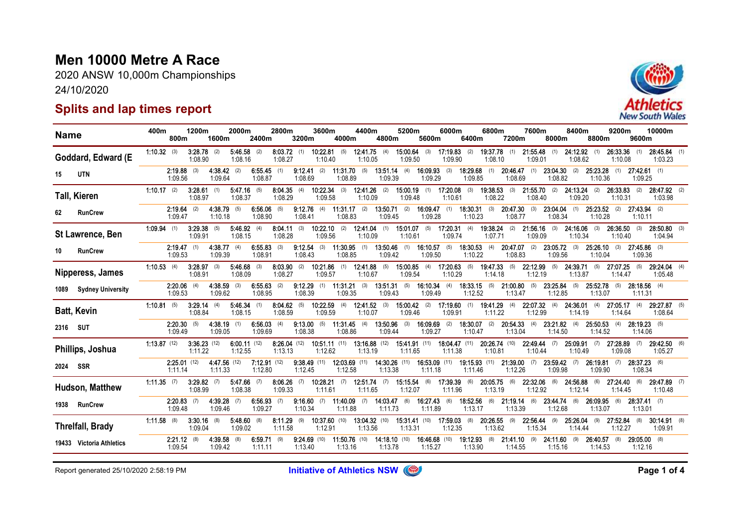# Men 10000 Metre A Race

2020 ANSW 10,000m Championships

24/10/2020

## Splits and lap times report

| Name | 400m | 800m | 1200m | 1600m | 2000m | 2400m | 2800m | 3200m | 3600m | 4000m | 4400m | 4800m | 5200m | 5600m | 6000m | 6400m | 6800m | 7200m | 7600m | 8000m | 8400m | 8800m | 9200m | 9600m | 10000m |
|---|---|---|---|---|---|---|---|---|---|---|---|---|---|---|---|---|---|---|---|---|---|---|---|---|---|
| **Goddard, Edward (E** | 1:10.32 (3) | 2:19.88 (3) | 3:28.78 (2) | 4:38.42 (2) | 5:46.58 (2) | 6:55.45 (1) | 8:03.72 (1) | 9:12.41 (2) | 10:22.81 (5) | 11:31.70 (5) | 12:41.75 (4) | 13:51.14 (4) | 15:00.64 (3) | 16:09.93 (3) | 17:19.83 (2) | 18:29.68 (1) | 19:37.78 (1) | 20:46.47 (1) | 21:55.48 (1) | 23:04.30 (2) | 24:12.92 (1) | 25:23.28 (1) | 26:33.36 (1) | 27:42.61 (1) | 28:45.84 (1) |
| 15 UTN | | 1:09.56 | 1:08.90 | 1:09.64 | 1:08.16 | 1:08.87 | 1:08.27 | 1:08.69 | 1:10.40 | 1:08.89 | 1:10.05 | 1:09.39 | 1:09.50 | 1:09.29 | 1:09.90 | 1:09.85 | 1:08.10 | 1:08.69 | 1:09.01 | 1:08.82 | 1:08.62 | 1:10.36 | 1:10.08 | 1:09.25 | 1:03.23 |
| **Tall, Kieren** | 1:10.17 (2) | 2:19.64 (2) | 3:28.61 (1) | 4:38.79 (5) | 5:47.16 (5) | 6:56.06 (5) | 8:04.35 (4) | 9:12.76 (4) | 10:22.34 (3) | 11:31.17 (2) | 12:41.26 (2) | 13:50.71 (2) | 15:00.19 (1) | 16:09.47 (1) | 17:20.08 (3) | 18:30.31 (3) | 19:38.53 (3) | 20:47.30 (3) | 21:55.70 (2) | 23:04.04 (1) | 24:13.24 (2) | 25:23.52 (2) | 26:33.83 (2) | 27:43.94 (2) | 28:47.92 (2) |
| 62 RunCrew | | 1:09.47 | 1:08.97 | 1:10.18 | 1:08.37 | 1:08.90 | 1:08.29 | 1:08.41 | 1:09.58 | 1:08.83 | 1:10.09 | 1:09.45 | 1:09.48 | 1:09.28 | 1:10.61 | 1:10.23 | 1:08.22 | 1:08.77 | 1:08.40 | 1:08.34 | 1:09.20 | 1:10.28 | 1:10.31 | 1:10.11 | 1:03.98 |
| **St Lawrence, Ben** | 1:09.94 (1) | 2:19.47 (1) | 3:29.38 (5) | 4:38.77 (4) | 5:46.92 (4) | 6:55.83 (3) | 8:04.11 (3) | 9:12.54 (3) | 10:22.10 (2) | 11:30.95 (1) | 12:41.04 (1) | 13:50.46 (1) | 15:01.07 (5) | 16:10.57 (5) | 17:20.31 (4) | 18:30.53 (4) | 19:38.24 (2) | 20:47.07 (2) | 21:56.16 (3) | 23:05.72 (3) | 24:16.06 (3) | 25:26.10 (3) | 26:36.50 (3) | 27:45.86 (3) | 28:50.80 (3) |
| 10 RunCrew | | 1:09.53 | 1:09.91 | 1:09.39 | 1:08.15 | 1:08.91 | 1:08.28 | 1:08.43 | 1:09.56 | 1:08.85 | 1:10.09 | 1:09.42 | 1:10.61 | 1:09.50 | 1:09.74 | 1:10.22 | 1:07.71 | 1:08.83 | 1:09.09 | 1:09.56 | 1:10.34 | 1:10.04 | 1:10.40 | 1:09.36 | 1:04.94 |
| **Nipperess, James** | 1:10.53 (4) | 2:20.06 (4) | 3:28.97 (3) | 4:38.59 (3) | 5:46.68 (3) | 6:55.63 (2) | 8:03.90 (2) | 9:12.29 (1) | 10:21.86 (1) | 11:31.21 (3) | 12:41.88 (5) | 13:51.31 (5) | 15:00.85 (4) | 16:10.34 (4) | 17:20.63 (5) | 18:33.15 (5) | 19:47.33 (5) | 21:00.80 (5) | 22:12.99 (5) | 23:25.84 (5) | 24:39.71 (5) | 25:52.78 (5) | 27:07.25 (5) | 28:18.56 (4) | 29:24.04 (4) |
| 1089 Sydney University | | 1:09.53 | 1:08.91 | 1:09.62 | 1:08.09 | 1:08.95 | 1:08.27 | 1:08.39 | 1:09.57 | 1:09.35 | 1:10.67 | 1:09.43 | 1:09.54 | 1:09.49 | 1:10.29 | 1:12.52 | 1:14.18 | 1:13.47 | 1:12.19 | 1:12.85 | 1:13.87 | 1:13.07 | 1:14.47 | 1:11.31 | 1:05.48 |
| **Batt, Kevin** | 1:10.81 (5) | 2:20.30 (5) | 3:29.14 (4) | 4:38.19 (1) | 5:46.34 (1) | 6:56.03 (4) | 8:04.62 (5) | 9:13.00 (5) | 10:22.59 (4) | 11:31.45 (4) | 12:41.52 (3) | 13:50.96 (3) | 15:00.42 (2) | 16:09.69 (2) | 17:19.60 (1) | 18:30.07 (2) | 19:41.29 (4) | 20:54.33 (4) | 22:07.32 (4) | 23:21.82 (4) | 24:36.01 (4) | 25:50.53 (4) | 27:05.17 (4) | 28:19.23 (5) | 29:27.87 (5) |
| 2316 SUT | | 1:09.49 | 1:08.84 | 1:09.05 | 1:08.15 | 1:09.69 | 1:08.59 | 1:08.38 | 1:09.59 | 1:08.86 | 1:10.07 | 1:09.44 | 1:09.46 | 1:09.27 | 1:09.91 | 1:10.47 | 1:11.22 | 1:13.04 | 1:12.99 | 1:14.50 | 1:14.19 | 1:14.52 | 1:14.64 | 1:14.06 | 1:08.64 |
| **Phillips, Joshua** | 1:13.87 (12) | 2:25.01 (12) | 3:36.23 (12) | 4:47.56 (12) | 6:00.11 (12) | 7:12.91 (12) | 8:26.04 (12) | 9:38.49 (11) | 10:51.11 (11) | 12:03.69 (11) | 13:16.88 (12) | 14:30.26 (11) | 15:41.91 (11) | 16:53.09 (11) | 18:04.47 (11) | 19:15.93 (11) | 20:26.74 (10) | 21:39.00 (7) | 22:49.44 (7) | 23:59.42 (7) | 25:09.91 (7) | 26:19.81 (7) | 27:28.89 (7) | 28:37.23 (6) | 29:42.50 (6) |
| 2024 SSR | | 1:11.14 | 1:11.22 | 1:11.33 | 1:12.55 | 1:12.80 | 1:13.13 | 1:12.45 | 1:12.62 | 1:12.58 | 1:13.19 | 1:13.38 | 1:11.65 | 1:11.18 | 1:11.38 | 1:11.46 | 1:10.81 | 1:12.26 | 1:10.44 | 1:09.98 | 1:10.49 | 1:09.90 | 1:09.08 | 1:08.34 | 1:05.27 |
| **Hudson, Matthew** | 1:11.35 (7) | 2:20.83 (7) | 3:29.82 (7) | 4:39.28 (7) | 5:47.66 (7) | 6:56.93 (7) | 8:06.26 (7) | 9:16.60 (7) | 10:28.21 (7) | 11:40.09 (7) | 12:51.74 (7) | 14:03.47 (6) | 15:15.54 (6) | 16:27.43 (6) | 17:39.39 (6) | 18:52.56 (6) | 20:05.75 (6) | 21:19.14 (6) | 22:32.06 (6) | 23:44.74 (6) | 24:56.88 (6) | 26:09.95 (6) | 27:24.40 (6) | 28:37.41 (7) | 29:47.89 (7) |
| 1938 RunCrew | | 1:09.48 | 1:08.99 | 1:09.46 | 1:08.38 | 1:09.27 | 1:09.33 | 1:10.34 | 1:11.61 | 1:11.88 | 1:11.65 | 1:11.73 | 1:12.07 | 1:11.89 | 1:11.96 | 1:13.17 | 1:13.19 | 1:13.39 | 1:12.92 | 1:12.68 | 1:12.14 | 1:13.07 | 1:14.45 | 1:13.01 | 1:10.48 |
| **Threlfall, Brady** | 1:11.58 (8) | 2:21.12 (8) | 3:30.16 (8) | 4:39.58 (8) | 5:48.60 (8) | 6:59.71 (9) | 8:11.29 (9) | 9:24.69 (10) | 10:37.60 (10) | 11:50.76 (10) | 13:04.32 (10) | 14:18.10 (10) | 15:31.41 (10) | 16:46.68 (10) | 17:59.03 (8) | 19:12.93 (8) | 20:26.55 (9) | 21:41.10 (9) | 22:56.44 (9) | 24:11.60 (9) | 25:26.04 (9) | 26:40.57 (8) | 27:52.84 (8) | 29:05.00 (8) | 30:14.91 (8) |
| 19433 Victoria Athletics | | 1:09.54 | 1:09.04 | 1:09.42 | 1:09.02 | 1:11.11 | 1:11.58 | 1:13.40 | 1:12.91 | 1:13.16 | 1:13.56 | 1:13.78 | 1:13.31 | 1:15.27 | 1:12.35 | 1:13.90 | 1:13.62 | 1:14.55 | 1:15.34 | 1:15.16 | 1:14.44 | 1:14.53 | 1:12.27 | 1:12.16 | 1:09.91 |

Report generated 25/10/2020 2:58:19 PM

Initiative of Athletics NSW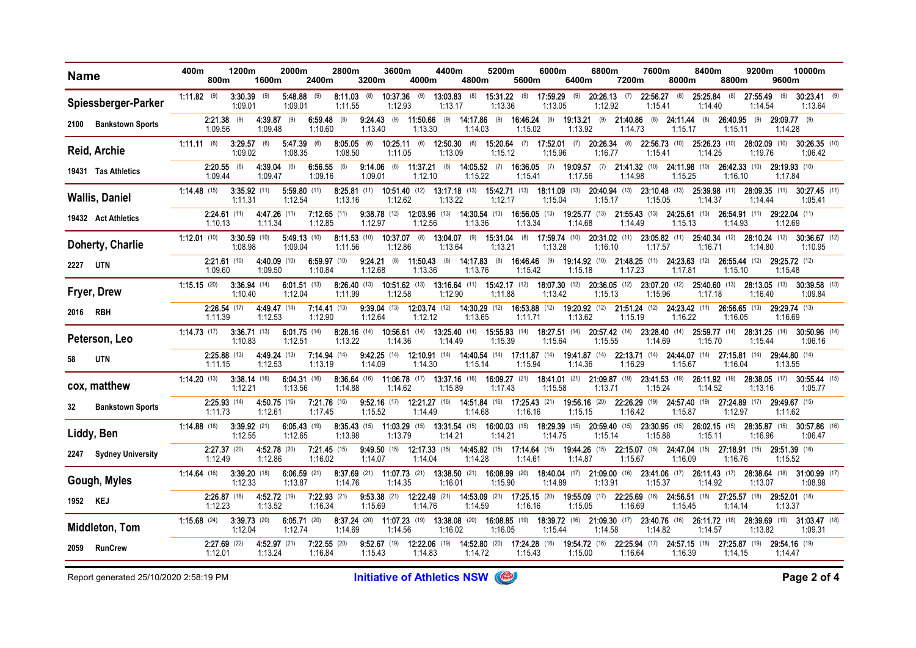| Name | 400m | 800m | 1200m | 1600m | 2000m | 2400m | 2800m | 3200m | 3600m | 4000m | 4400m | 4800m | 5200m | 5600m | 6000m | 6400m | 6800m | 7200m | 7600m | 8000m | 8400m | 8800m | 9200m | 9600m | 10000m |
|---|---|---|---|---|---|---|---|---|---|---|---|---|---|---|---|---|---|---|---|---|---|---|---|---|---|
| **Spiessberger-Parker** 2100 Bankstown Sports | 1:11.82 (9) | 2:21.38 (9) 1:09.56 | 3:30.39 (9) 1:09.01 | 4:39.87 (9) 1:09.48 | 5:48.88 (9) 1:09.01 | 6:59.48 (8) 1:10.60 | 8:11.03 (8) 1:11.55 | 9:24.43 (9) 1:13.40 | 10:37.36 (9) 1:12.93 | 11:50.66 (9) 1:13.30 | 13:03.83 (8) 1:13.17 | 14:17.86 (9) 1:14.03 | 15:31.22 (9) 1:13.36 | 16:46.24 (8) 1:15.02 | 17:59.29 (9) 1:13.05 | 19:13.21 (9) 1:13.92 | 20:26.13 (7) 1:12.92 | 21:40.86 (8) 1:14.73 | 22:56.27 (8) 1:15.41 | 24:11.44 (8) 1:15.17 | 25:25.84 (8) 1:14.40 | 26:40.95 (9) 1:15.11 | 27:55.49 (9) 1:14.54 | 29:09.77 (9) 1:14.28 | 30:23.41 (9) 1:13.64 |
| **Reid, Archie** 19431 Tas Athletics | 1:11.11 (6) | 2:20.55 (6) 1:09.44 | 3:29.57 (6) 1:09.02 | 4:39.04 (6) 1:09.47 | 5:47.39 (6) 1:08.35 | 6:56.55 (6) 1:09.16 | 8:05.05 (6) 1:08.50 | 9:14.06 (6) 1:09.01 | 10:25.11 (6) 1:11.05 | 11:37.21 (6) 1:12.10 | 12:50.30 (6) 1:13.09 | 14:05.52 (7) 1:15.22 | 15:20.64 (7) 1:15.12 | 16:36.05 (7) 1:15.41 | 17:52.01 (7) 1:15.96 | 19:09.57 (7) 1:17.56 | 20:26.34 (8) 1:16.77 | 21:41.32 (10) 1:14.98 | 22:56.73 (10) 1:15.41 | 24:11.98 (10) 1:15.25 | 25:26.23 (10) 1:14.25 | 26:42.33 (10) 1:16.10 | 28:02.09 (10) 1:19.76 | 29:19.93 (10) 1:17.84 | 30:26.35 (10) 1:06.42 |
| **Wallis, Daniel** 19432 Act Athletics | 1:14.48 (15) | 2:24.61 (11) 1:10.13 | 3:35.92 (11) 1:11.31 | 4:47.26 (11) 1:11.34 | 5:59.80 (11) 1:12.54 | 7:12.65 (11) 1:12.85 | 8:25.81 (11) 1:13.16 | 9:38.78 (12) 1:12.97 | 10:51.40 (12) 1:12.62 | 12:03.96 (13) 1:12.56 | 13:17.18 (13) 1:13.22 | 14:30.54 (13) 1:13.36 | 15:42.71 (13) 1:12.17 | 16:56.05 (13) 1:13.34 | 18:11.09 (13) 1:15.04 | 19:25.77 (13) 1:14.68 | 20:40.94 (13) 1:15.17 | 21:55.43 (13) 1:14.49 | 23:10.48 (13) 1:15.05 | 24:25.61 (13) 1:15.13 | 25:39.98 (11) 1:14.37 | 26:54.91 (11) 1:14.93 | 28:09.35 (11) 1:14.44 | 29:22.04 (11) 1:12.69 | 30:27.45 (11) 1:05.41 |
| **Doherty, Charlie** 2227 UTN | 1:12.01 (10) | 2:21.61 (10) 1:09.60 | 3:30.59 (10) 1:08.98 | 4:40.09 (10) 1:09.50 | 5:49.13 (10) 1:09.04 | 6:59.97 (10) 1:10.84 | 8:11.53 (10) 1:11.56 | 9:24.21 (8) 1:12.68 | 10:37.07 (8) 1:12.86 | 11:50.43 (8) 1:13.36 | 13:04.07 (9) 1:13.64 | 14:17.83 (8) 1:13.76 | 15:31.04 (8) 1:13.21 | 16:46.46 (9) 1:15.42 | 17:59.74 (10) 1:13.28 | 19:14.92 (10) 1:15.18 | 20:31.02 (11) 1:16.10 | 21:48.25 (11) 1:17.23 | 23:05.82 (11) 1:17.57 | 24:23.63 (12) 1:17.81 | 25:40.34 (12) 1:16.71 | 26:55.44 (12) 1:15.10 | 28:10.24 (12) 1:14.80 | 29:25.72 (12) 1:15.48 | 30:36.67 (12) 1:10.95 |
| **Fryer, Drew** 2016 RBH | 1:15.15 (20) | 2:26.54 (17) 1:11.39 | 3:36.94 (14) 1:10.40 | 4:49.47 (14) 1:12.53 | 6:01.51 (13) 1:12.04 | 7:14.41 (13) 1:12.90 | 8:26.40 (13) 1:11.99 | 9:39.04 (13) 1:12.64 | 10:51.62 (13) 1:12.58 | 12:03.74 (12) 1:12.12 | 13:16.64 (11) 1:12.90 | 14:30.29 (12) 1:13.65 | 15:42.17 (12) 1:11.88 | 16:53.88 (12) 1:11.71 | 18:07.30 (12) 1:13.42 | 19:20.92 (12) 1:13.62 | 20:36.05 (12) 1:15.13 | 21:51.24 (12) 1:15.19 | 23:07.20 (12) 1:15.96 | 24:23.42 (11) 1:16.22 | 25:40.60 (13) 1:17.18 | 26:56.65 (13) 1:16.05 | 28:13.05 (13) 1:16.40 | 29:29.74 (13) 1:16.69 | 30:39.58 (13) 1:09.84 |
| **Peterson, Leo** 58 UTN | 1:14.73 (17) | 2:25.88 (13) 1:11.15 | 3:36.71 (13) 1:10.83 | 4:49.24 (13) 1:12.53 | 6:01.75 (14) 1:12.51 | 7:14.94 (14) 1:13.19 | 8:28.16 (14) 1:13.22 | 9:42.25 (14) 1:14.09 | 10:56.61 (14) 1:14.36 | 12:10.91 (14) 1:14.30 | 13:25.40 (14) 1:14.49 | 14:40.54 (14) 1:15.14 | 15:55.93 (14) 1:15.39 | 17:11.87 (14) 1:15.94 | 18:27.51 (14) 1:15.64 | 19:41.87 (14) 1:14.36 | 20:57.42 (14) 1:15.55 | 22:13.71 (14) 1:16.29 | 23:28.40 (14) 1:14.69 | 24:44.07 (14) 1:15.67 | 25:59.77 (14) 1:15.70 | 27:15.81 (14) 1:16.04 | 28:31.25 (14) 1:15.44 | 29:44.80 (14) 1:13.55 | 30:50.96 (14) 1:06.16 |
| **cox, matthew** 32 Bankstown Sports | 1:14.20 (13) | 2:25.93 (14) 1:11.73 | 3:38.14 (16) 1:12.21 | 4:50.75 (16) 1:12.61 | 6:04.31 (16) 1:13.56 | 7:21.76 (16) 1:17.45 | 8:36.64 (16) 1:14.88 | 9:52.16 (17) 1:15.52 | 11:06.78 (17) 1:14.62 | 12:21.27 (16) 1:14.49 | 13:37.16 (16) 1:15.89 | 14:51.84 (16) 1:14.68 | 16:09.27 (21) 1:17.43 | 17:25.43 (21) 1:16.16 | 18:41.01 (21) 1:15.58 | 19:56.16 (20) 1:15.15 | 21:09.87 (19) 1:13.71 | 22:26.29 (19) 1:16.42 | 23:41.53 (19) 1:15.24 | 24:57.40 (19) 1:15.87 | 26:11.92 (19) 1:14.52 | 27:24.89 (17) 1:12.97 | 28:38.05 (17) 1:13.16 | 29:49.67 (15) 1:11.62 | 30:55.44 (15) 1:05.77 |
| **Liddy, Ben** 2247 Sydney University | 1:14.88 (18) | 2:27.37 (20) 1:12.49 | 3:39.92 (21) 1:12.55 | 4:52.78 (20) 1:12.86 | 6:05.43 (19) 1:12.65 | 7:21.45 (15) 1:16.02 | 8:35.43 (15) 1:13.98 | 9:49.50 (15) 1:14.07 | 11:03.29 (15) 1:13.79 | 12:17.33 (15) 1:14.04 | 13:31.54 (15) 1:14.21 | 14:45.82 (15) 1:14.28 | 16:00.03 (15) 1:14.21 | 17:14.64 (15) 1:14.61 | 18:29.39 (15) 1:14.75 | 19:44.26 (15) 1:14.87 | 20:59.40 (15) 1:15.14 | 22:15.07 (15) 1:15.67 | 23:30.95 (15) 1:15.88 | 24:47.04 (15) 1:16.09 | 26:02.15 (15) 1:15.11 | 27:18.91 (15) 1:16.76 | 28:35.87 (15) 1:16.96 | 29:51.39 (16) 1:15.52 | 30:57.86 (16) 1:06.47 |
| **Gough, Myles** 1952 KEJ | 1:14.64 (16) | 2:26.87 (18) 1:12.23 | 3:39.20 (18) 1:12.33 | 4:52.72 (19) 1:13.52 | 6:06.59 (21) 1:13.87 | 7:22.93 (21) 1:16.34 | 8:37.69 (21) 1:14.76 | 9:53.38 (21) 1:15.69 | 11:07.73 (21) 1:14.35 | 12:22.49 (21) 1:14.76 | 13:38.50 (21) 1:16.01 | 14:53.09 (21) 1:14.59 | 16:08.99 (20) 1:15.90 | 17:25.15 (20) 1:16.16 | 18:40.04 (17) 1:14.89 | 19:55.09 (17) 1:15.05 | 21:09.00 (16) 1:13.91 | 22:25.69 (16) 1:16.69 | 23:41.06 (17) 1:15.37 | 24:56.51 (16) 1:15.45 | 26:11.43 (17) 1:14.92 | 27:25.57 (18) 1:14.14 | 28:38.64 (18) 1:13.07 | 29:52.01 (18) 1:13.37 | 31:00.99 (17) 1:08.98 |
| **Middleton, Tom** 2059 RunCrew | 1:15.68 (24) | 2:27.69 (22) 1:12.01 | 3:39.73 (20) 1:12.04 | 4:52.97 (21) 1:13.24 | 6:05.71 (20) 1:12.74 | 7:22.55 (20) 1:16.84 | 8:37.24 (20) 1:14.69 | 9:52.67 (19) 1:15.43 | 11:07.23 (19) 1:14.56 | 12:22.06 (19) 1:14.83 | 13:38.08 (20) 1:16.02 | 14:52.80 (20) 1:14.72 | 16:08.85 (19) 1:16.05 | 17:24.28 (16) 1:15.43 | 18:39.72 (16) 1:15.44 | 19:54.72 (16) 1:15.00 | 21:09.30 (17) 1:14.58 | 22:25.94 (17) 1:16.64 | 23:40.76 (16) 1:14.82 | 24:57.15 (18) 1:16.39 | 26:11.72 (18) 1:14.57 | 27:25.87 (19) 1:14.15 | 28:39.69 (19) 1:13.82 | 29:54.16 (19) 1:14.47 | 31:03.47 (18) 1:09.31 |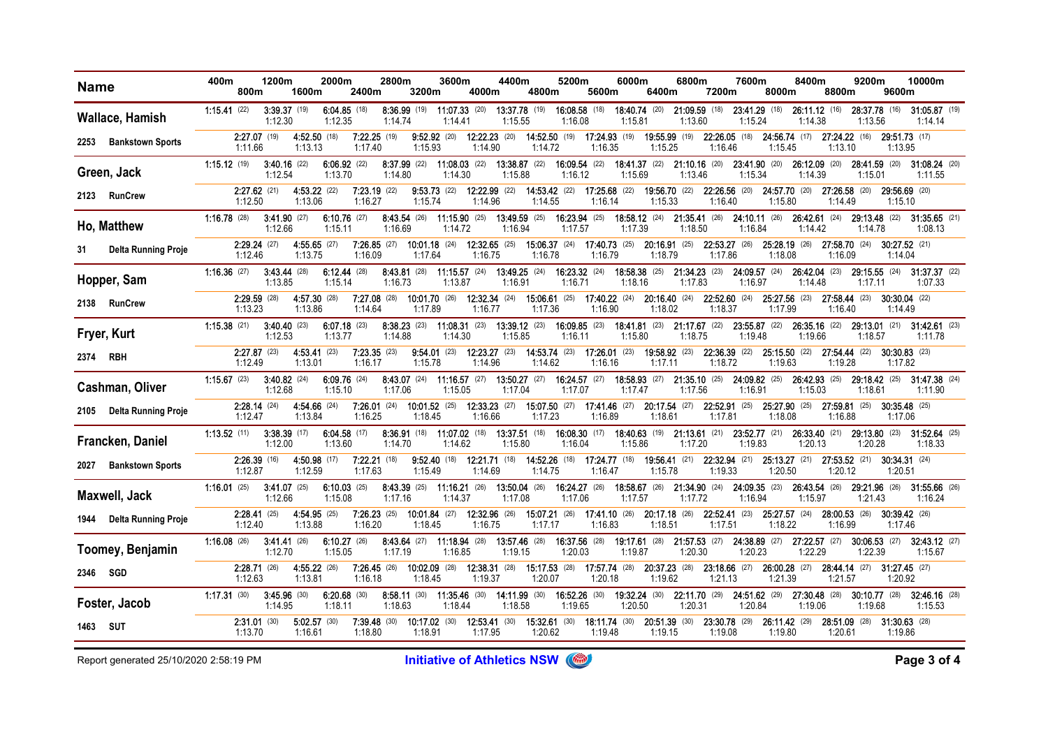| Name | Bib | Club | 400m | 800m | 1200m | 1600m | 2000m | 2400m | 2800m | 3200m | 3600m | 4000m | 4400m | 4800m | 5200m | 5600m | 6000m | 6400m | 6800m | 7200m | 7600m | 8000m | 8400m | 8800m | 9200m | 9600m | 10000m |
|---|---|---|---|---|---|---|---|---|---|---|---|---|---|---|---|---|---|---|---|---|---|---|---|---|---|---|---|
| Wallace, Hamish | 2253 | Bankstown Sports | 1:15.41 (22) | 2:27.07 (19) / 1:11.66 | 3:39.37 (19) / 1:12.30 | 4:52.50 (18) / 1:13.13 | 6:04.85 (18) / 1:12.35 | 7:22.25 (19) / 1:17.40 | 8:36.99 (19) / 1:14.74 | 9:52.92 (20) / 1:15.93 | 11:07.33 (20) / 1:14.41 | 12:22.23 (20) / 1:14.90 | 13:37.78 (19) / 1:15.55 | 14:52.50 (19) / 1:14.72 | 16:08.58 (18) / 1:16.08 | 17:24.93 (19) / 1:16.35 | 18:40.74 (20) / 1:15.81 | 19:55.99 (19) / 1:15.25 | 21:09.59 (18) / 1:13.60 | 22:26.05 (18) / 1:16.46 | 23:41.29 (18) / 1:15.24 | 24:56.74 (17) / 1:15.45 | 26:11.12 (16) / 1:14.38 | 27:24.22 (16) / 1:13.10 | 28:37.78 (16) / 1:13.56 | 29:51.73 (17) / 1:13.95 | 31:05.87 (19) / 1:14.14 |
| Green, Jack | 2123 | RunCrew | 1:15.12 (19) | 2:27.62 (21) / 1:12.50 | 3:40.16 (22) / 1:12.54 | 4:53.22 (22) / 1:13.06 | 6:06.92 (22) / 1:13.70 | 7:23.19 (22) / 1:16.27 | 8:37.99 (22) / 1:14.80 | 9:53.73 (22) / 1:15.74 | 11:08.03 (22) / 1:14.30 | 12:22.99 (22) / 1:14.96 | 13:38.87 (22) / 1:15.88 | 14:53.42 (22) / 1:14.55 | 16:09.54 (22) / 1:16.12 | 17:25.68 (22) / 1:16.14 | 18:41.37 (22) / 1:15.69 | 19:56.70 (22) / 1:15.33 | 21:10.16 (20) / 1:13.46 | 22:26.56 (20) / 1:16.40 | 23:41.90 (20) / 1:15.34 | 24:57.70 (20) / 1:15.80 | 26:12.09 (20) / 1:14.39 | 27:26.58 (20) / 1:14.49 | 28:41.59 (20) / 1:15.01 | 29:56.69 (20) / 1:15.10 | 31:08.24 (20) / 1:11.55 |
| Ho, Matthew | 31 | Delta Running Proje | 1:16.78 (28) | 2:29.24 (27) / 1:12.46 | 3:41.90 (27) / 1:12.66 | 4:55.65 (27) / 1:13.75 | 6:10.76 (27) / 1:15.11 | 7:26.85 (27) / 1:16.09 | 8:43.54 (26) / 1:16.69 | 10:01.18 (24) / 1:17.64 | 11:15.90 (25) / 1:14.72 | 12:32.65 (25) / 1:16.75 | 13:49.59 (25) / 1:16.94 | 15:06.37 (24) / 1:16.78 | 16:23.94 (25) / 1:17.57 | 17:40.73 (25) / 1:16.79 | 18:58.12 (24) / 1:17.39 | 20:16.91 (25) / 1:18.79 | 21:35.41 (26) / 1:18.50 | 22:53.27 (26) / 1:17.86 | 24:10.11 (26) / 1:16.84 | 25:28.19 (26) / 1:18.08 | 26:42.61 (24) / 1:14.42 | 27:58.70 (24) / 1:16.09 | 29:13.48 (22) / 1:14.78 | 30:27.52 (21) / 1:14.04 | 31:35.65 (21) / 1:08.13 |
| Hopper, Sam | 2138 | RunCrew | 1:16.36 (27) | 2:29.59 (28) / 1:13.23 | 3:43.44 (28) / 1:13.85 | 4:57.30 (28) / 1:13.86 | 6:12.44 (28) / 1:15.14 | 7:27.08 (28) / 1:14.64 | 8:43.81 (28) / 1:16.73 | 10:01.70 (26) / 1:17.89 | 11:15.57 (24) / 1:13.87 | 12:32.34 (24) / 1:16.77 | 13:49.25 (24) / 1:16.91 | 15:06.61 (25) / 1:17.36 | 16:23.32 (24) / 1:16.71 | 17:40.22 (24) / 1:16.90 | 18:58.38 (25) / 1:18.16 | 20:16.40 (24) / 1:18.02 | 21:34.23 (23) / 1:17.83 | 22:52.60 (24) / 1:18.37 | 24:09.57 (24) / 1:16.97 | 25:27.56 (23) / 1:17.99 | 26:42.04 (23) / 1:14.48 | 27:58.44 (23) / 1:16.40 | 29:15.55 (24) / 1:17.11 | 30:30.04 (22) / 1:14.49 | 31:37.37 (22) / 1:07.33 |
| Fryer, Kurt | 2374 | RBH | 1:15.38 (21) | 2:27.87 (23) / 1:12.49 | 3:40.40 (23) / 1:12.53 | 4:53.41 (23) / 1:13.01 | 6:07.18 (23) / 1:13.77 | 7:23.35 (23) / 1:16.17 | 8:38.23 (23) / 1:14.88 | 9:54.01 (23) / 1:15.78 | 11:08.31 (23) / 1:14.30 | 12:23.27 (23) / 1:14.96 | 13:39.12 (23) / 1:15.85 | 14:53.74 (23) / 1:14.62 | 16:09.85 (23) / 1:16.11 | 17:26.01 (23) / 1:16.16 | 18:41.81 (23) / 1:15.80 | 19:58.92 (23) / 1:17.11 | 21:17.67 (22) / 1:18.75 | 22:36.39 (22) / 1:18.72 | 23:55.87 (22) / 1:19.48 | 25:15.50 (22) / 1:19.63 | 26:35.16 (22) / 1:19.66 | 27:54.44 (22) / 1:19.28 | 29:13.01 (21) / 1:18.57 | 30:30.83 (23) / 1:17.82 | 31:42.61 (23) / 1:11.78 |
| Cashman, Oliver | 2105 | Delta Running Proje | 1:15.67 (23) | 2:28.14 (24) / 1:12.47 | 3:40.82 (24) / 1:12.68 | 4:54.66 (24) / 1:13.84 | 6:09.76 (24) / 1:15.10 | 7:26.01 (24) / 1:16.25 | 8:43.07 (24) / 1:17.06 | 10:01.52 (25) / 1:18.45 | 11:16.57 (27) / 1:15.05 | 12:33.23 (27) / 1:16.66 | 13:50.27 (27) / 1:17.04 | 15:07.50 (27) / 1:17.23 | 16:24.57 (27) / 1:17.07 | 17:41.46 (27) / 1:16.89 | 18:58.93 (27) / 1:17.47 | 20:17.54 (27) / 1:18.61 | 21:35.10 (25) / 1:17.56 | 22:52.91 (25) / 1:17.81 | 24:09.82 (25) / 1:16.91 | 25:27.90 (25) / 1:18.08 | 26:42.93 (25) / 1:15.03 | 27:59.81 (25) / 1:16.88 | 29:18.42 (25) / 1:18.61 | 30:35.48 (25) / 1:17.06 | 31:47.38 (24) / 1:11.90 |
| Francken, Daniel | 2027 | Bankstown Sports | 1:13.52 (11) | 2:26.39 (16) / 1:12.87 | 3:38.39 (17) / 1:12.00 | 4:50.98 (17) / 1:12.59 | 6:04.58 (17) / 1:13.60 | 7:22.21 (18) / 1:17.63 | 8:36.91 (18) / 1:14.70 | 9:52.40 (18) / 1:15.49 | 11:07.02 (18) / 1:14.62 | 12:21.71 (18) / 1:14.69 | 13:37.51 (18) / 1:15.80 | 14:52.26 (18) / 1:14.75 | 16:08.30 (17) / 1:16.04 | 17:24.77 (18) / 1:16.47 | 18:40.63 (19) / 1:15.86 | 19:56.41 (21) / 1:15.78 | 21:13.61 (21) / 1:17.20 | 22:32.94 (21) / 1:19.33 | 23:52.77 (21) / 1:19.83 | 25:13.27 (21) / 1:20.50 | 26:33.40 (21) / 1:20.13 | 27:53.52 (21) / 1:20.12 | 29:13.80 (23) / 1:20.28 | 30:34.31 (24) / 1:20.51 | 31:52.64 (25) / 1:18.33 |
| Maxwell, Jack | 1944 | Delta Running Proje | 1:16.01 (25) | 2:28.41 (25) / 1:12.40 | 3:41.07 (25) / 1:12.66 | 4:54.95 (25) / 1:13.88 | 6:10.03 (25) / 1:15.08 | 7:26.23 (25) / 1:16.20 | 8:43.39 (25) / 1:17.16 | 10:01.84 (27) / 1:18.45 | 11:16.21 (26) / 1:14.37 | 12:32.96 (26) / 1:16.75 | 13:50.04 (26) / 1:17.08 | 15:07.21 (26) / 1:17.17 | 16:24.27 (26) / 1:17.06 | 17:41.10 (26) / 1:16.83 | 18:58.67 (26) / 1:17.57 | 20:17.18 (26) / 1:18.51 | 21:34.90 (24) / 1:17.72 | 22:52.41 (23) / 1:17.51 | 24:09.35 (23) / 1:16.94 | 25:27.57 (24) / 1:18.22 | 26:43.54 (26) / 1:15.97 | 28:00.53 (26) / 1:16.99 | 29:21.96 (26) / 1:21.43 | 30:39.42 (26) / 1:17.46 | 31:55.66 (26) / 1:16.24 |
| Toomey, Benjamin | 2346 | SGD | 1:16.08 (26) | 2:28.71 (26) / 1:12.63 | 3:41.41 (26) / 1:12.70 | 4:55.22 (26) / 1:13.81 | 6:10.27 (26) / 1:15.05 | 7:26.45 (26) / 1:16.18 | 8:43.64 (27) / 1:17.19 | 10:02.09 (28) / 1:18.45 | 11:18.94 (28) / 1:16.85 | 12:38.31 (28) / 1:19.37 | 13:57.46 (28) / 1:19.15 | 15:17.53 (28) / 1:20.07 | 16:37.56 (28) / 1:20.03 | 17:57.74 (28) / 1:20.18 | 19:17.61 (28) / 1:19.87 | 20:37.23 (28) / 1:19.62 | 21:57.53 (27) / 1:20.30 | 23:18.66 (27) / 1:21.13 | 24:38.89 (27) / 1:20.23 | 26:00.28 (27) / 1:21.39 | 27:22.57 (27) / 1:22.29 | 28:44.14 (27) / 1:21.57 | 30:06.53 (27) / 1:22.39 | 31:27.45 (27) / 1:20.92 | 32:43.12 (27) / 1:15.67 |
| Foster, Jacob | 1463 | SUT | 1:17.31 (30) | 2:31.01 (30) / 1:13.70 | 3:45.96 (30) / 1:14.95 | 5:02.57 (30) / 1:16.61 | 6:20.68 (30) / 1:18.11 | 7:39.48 (30) / 1:18.80 | 8:58.11 (30) / 1:18.63 | 10:17.02 (30) / 1:18.91 | 11:35.46 (30) / 1:18.44 | 12:53.41 (30) / 1:17.95 | 14:11.99 (30) / 1:18.58 | 15:32.61 (30) / 1:20.62 | 16:52.26 (30) / 1:19.65 | 18:11.74 (30) / 1:19.48 | 19:32.24 (30) / 1:20.50 | 20:51.39 (30) / 1:19.15 | 22:11.70 (29) / 1:20.31 | 23:30.78 (29) / 1:19.08 | 24:51.62 (29) / 1:20.84 | 26:11.42 (29) / 1:19.80 | 27:30.48 (28) / 1:19.06 | 28:51.09 (28) / 1:20.61 | 30:10.77 (28) / 1:19.68 | 31:30.63 (28) / 1:19.86 | 32:46.16 (28) / 1:15.53 |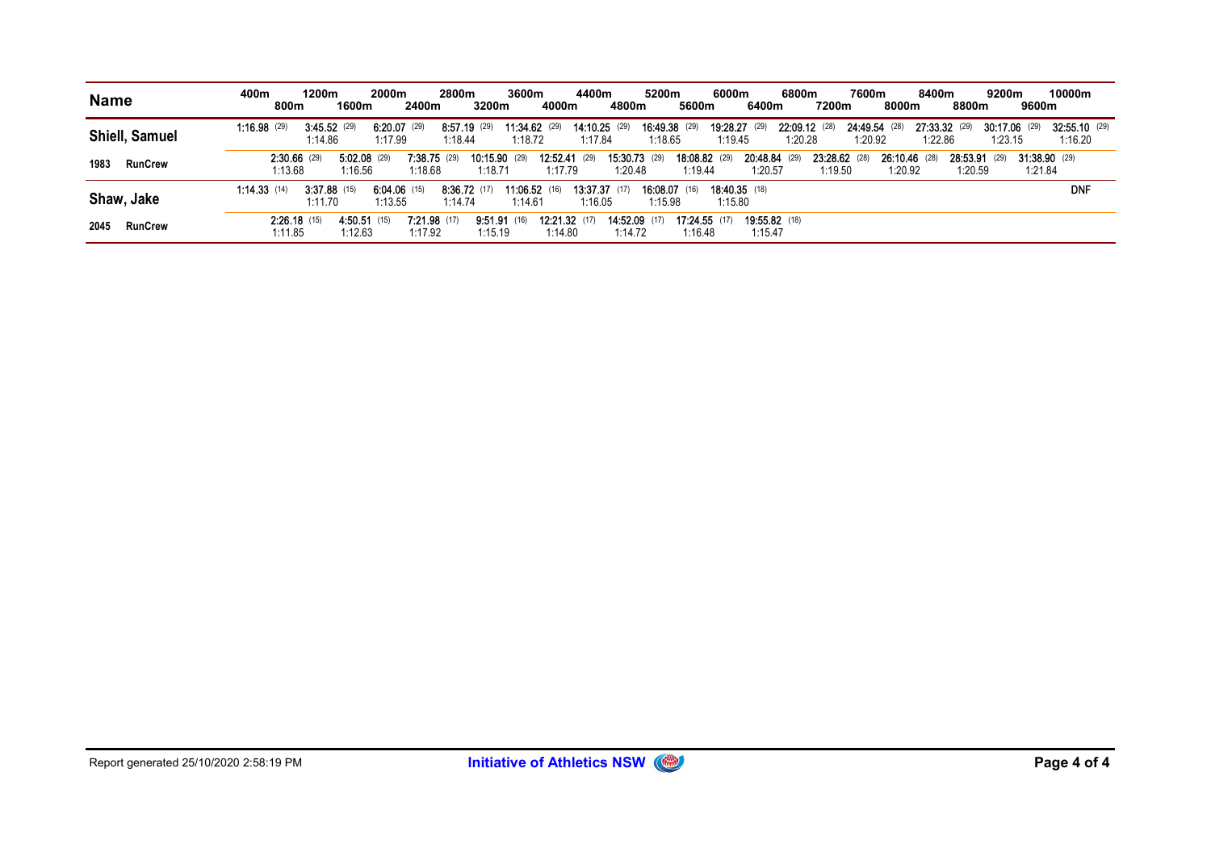| Name | 400m | 800m | 1200m | 1600m | 2000m | 2400m | 2800m | 3200m | 3600m | 4000m | 4400m | 4800m | 5200m | 5600m | 6000m | 6400m | 6800m | 7200m | 7600m | 8000m | 8400m | 8800m | 9200m | 9600m | 10000m |
|---|---|---|---|---|---|---|---|---|---|---|---|---|---|---|---|---|---|---|---|---|---|---|---|---|---|
| **Shiell, Samuel** | 1:16.98 (29) | | 3:45.52 (29) 1:14.86 | | 6:20.07 (29) 1:17.99 | | 8:57.19 (29) 1:18.44 | | 11:34.62 (29) 1:18.72 | | 14:10.25 (29) 1:17.84 | | 16:49.38 (29) 1:18.65 | | 19:28.27 (29) 1:19.45 | | 22:09.12 (28) 1:20.28 | | 24:49.54 (28) 1:20.92 | | 27:33.32 (29) 1:22.86 | | 30:17.06 (29) 1:23.15 | | 32:55.10 (29) 1:16.20 |
| 1983 RunCrew | | 2:30.66 (29) 1:13.68 | | 5:02.08 (29) 1:16.56 | | 7:38.75 (29) 1:18.68 | | 10:15.90 (29) 1:18.71 | | 12:52.41 (29) 1:17.79 | | 15:30.73 (29) 1:20.48 | | 18:08.82 (29) 1:19.44 | | 20:48.84 (29) 1:20.57 | | 23:28.62 (28) 1:19.50 | | 26:10.46 (28) 1:20.92 | | 28:53.91 (29) 1:20.59 | | 31:38.90 (29) 1:21.84 | |
| **Shaw, Jake** | 1:14.33 (14) | | 3:37.88 (15) 1:11.70 | | 6:04.06 (15) 1:13.55 | | 8:36.72 (17) 1:14.74 | | 11:06.52 (16) 1:14.61 | | 13:37.37 (17) 1:16.05 | | 16:08.07 (16) 1:15.98 | | 18:40.35 (18) 1:15.80 | | | | | | | | | | DNF |
| 2045 RunCrew | | 2:26.18 (15) 1:11.85 | | 4:50.51 (15) 1:12.63 | | 7:21.98 (17) 1:17.92 | | 9:51.91 (16) 1:15.19 | | 12:21.32 (17) 1:14.80 | | 14:52.09 (17) 1:14.72 | | 17:24.55 (17) 1:16.48 | | 19:55.82 (18) 1:15.47 | | | | | | | | | |

Report generated 25/10/2020 2:58:19 PM

**Initiative of Athletics NSW**